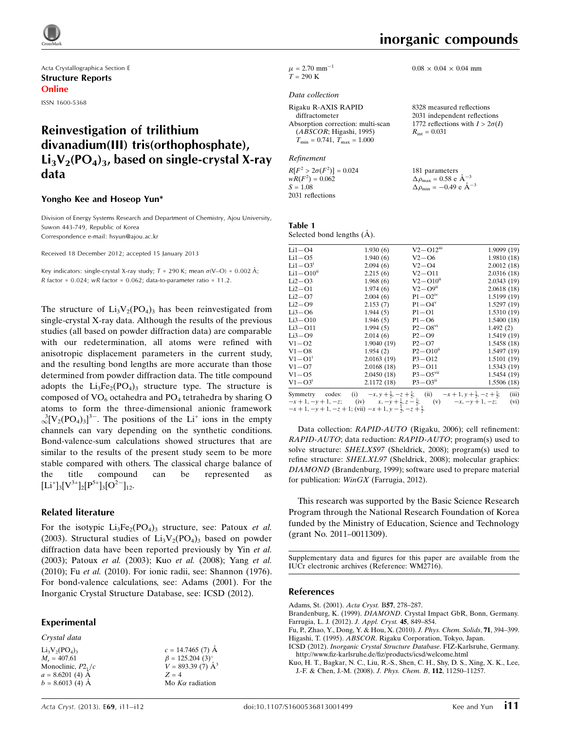Acta Crystallographica Section E

**Structure Reports Online**

ISSN 1600-5368

# Reinvestigation of trilithium divanadium(III) tris(orthophosphate), $Li_3V_2(PO_4)_3$, based on single-crystal X-ray data

**Yongho Kee and Hoseop Yun***

Division of Energy Systems Research and Department of Chemistry, Ajou University, Suwon 443-749, Republic of Korea
Correspondence e-mail: hsyun@ajou.ac.kr

Received 18 December 2012; accepted 15 January 2013

Key indicators: single-crystal X-ray study; $T$ = 290 K; mean $\sigma$(V–O) = 0.002 Å; $R$ factor = 0.024; $wR$ factor = 0.062; data-to-parameter ratio = 11.2.

The structure of $Li_3V_2(PO_4)_3$ has been reinvestigated from single-crystal X-ray data. Although the results of the previous studies (all based on powder diffraction data) are comparable with our redetermination, all atoms were refined with anisotropic displacement parameters in the current study, and the resulting bond lengths are more accurate than those determined from powder diffraction data. The title compound adopts the $Li_3Fe_2(PO_4)_3$ structure type. The structure is composed of $VO_6$ octahedra and $PO_4$ tetrahedra by sharing O atoms to form the three-dimensional anionic framework $^3_\infty[V_2(PO_4)_3]^{3-}$. The positions of the $Li^+$ ions in the empty channels can vary depending on the synthetic conditions. Bond-valence-sum calculations showed structures that are similar to the results of the present study seem to be more stable compared with others. The classical charge balance of the title compound can be represented as $[Li^+]_3[V^{3+}]_2[P^{5+}]_3[O^{2-}]_{12}$.

## Related literature

For the isotypic $Li_3Fe_2(PO_4)_3$ structure, see: Patoux *et al.* (2003). Structural studies of $Li_3V_2(PO_4)_3$ based on powder diffraction data have been reported previously by Yin *et al.* (2003); Patoux *et al.* (2003); Kuo *et al.* (2008); Yang *et al.* (2010); Fu *et al.* (2010). For ionic radii, see: Shannon (1976). For bond-valence calculations, see: Adams (2001). For the Inorganic Crystal Structure Database, see: ICSD (2012).

## Experimental

### Crystal data

$Li_3V_2(PO_4)_3$
$M_r$ = 407.61
Monoclinic, $P2_1/c$
$a$ = 8.6201 (4) Å
$b$ = 8.6013 (4) Å
$c$ = 14.7465 (7) Å
$\beta$ = 125.204 (3)°
$V$ = 893.39 (7) Å$^3$
$Z$ = 4
Mo $K\alpha$ radiation
$\mu$ = 2.70 mm$^{-1}$
$T$ = 290 K
0.08 × 0.04 × 0.04 mm

### Data collection

Rigaku R-AXIS RAPID diffractometer
Absorption correction: multi-scan (*ABSCOR*; Higashi, 1995)
$T_{min}$ = 0.741, $T_{max}$ = 1.000
8328 measured reflections
2031 independent reflections
1772 reflections with $I > 2\sigma(I)$
$R_{int}$ = 0.031

### Refinement

$R[F^2 > 2\sigma(F^2)]$ = 0.024
$wR(F^2)$ = 0.062
$S$ = 1.08
2031 reflections
181 parameters
$\Delta\rho_{max}$ = 0.58 e Å$^{-3}$
$\Delta\rho_{min}$ = −0.49 e Å$^{-3}$

**Table 1**
Selected bond lengths (Å).

| | | | |
|---|---|---|---|
| Li1—O4 | 1.930 (6) | V2—O12$^{iii}$ | 1.9099 (19) |
| Li1—O5 | 1.940 (6) | V2—O6 | 1.9810 (18) |
| Li1—O3$^{i}$ | 2.094 (6) | V2—O4 | 2.0012 (18) |
| Li1—O10$^{ii}$ | 2.215 (6) | V2—O11 | 2.0316 (18) |
| Li2—O3 | 1.968 (6) | V2—O10$^{ii}$ | 2.0343 (19) |
| Li2—O1 | 1.974 (6) | V2—O9$^{ii}$ | 2.0618 (18) |
| Li2—O7 | 2.004 (6) | P1—O2$^{iv}$ | 1.5199 (19) |
| Li2—O9 | 2.153 (7) | P1—O4$^{v}$ | 1.5297 (19) |
| Li3—O6 | 1.944 (5) | P1—O1 | 1.5310 (19) |
| Li3—O10 | 1.946 (5) | P1—O6 | 1.5400 (18) |
| Li3—O11 | 1.994 (5) | P2—O8$^{vi}$ | 1.492 (2) |
| Li3—O9 | 2.014 (6) | P2—O9 | 1.5419 (19) |
| V1—O2 | 1.9040 (19) | P2—O7 | 1.5458 (18) |
| V1—O8 | 1.954 (2) | P2—O10$^{ii}$ | 1.5497 (19) |
| V1—O1$^{i}$ | 2.0163 (19) | P3—O12 | 1.5101 (19) |
| V1—O7 | 2.0168 (18) | P3—O11 | 1.5343 (19) |
| V1—O5 | 2.0450 (18) | P3—O5$^{vii}$ | 1.5454 (19) |
| V1—O3$^{i}$ | 2.1172 (18) | P3—O3$^{ii}$ | 1.5506 (18) |

Symmetry codes: (i) $-x, y+\frac{1}{2}, -z+\frac{1}{2}$; (ii) $-x+1, y+\frac{1}{2}, -z+\frac{1}{2}$; (iii) $-x+1, -y+1, -z$; (iv) $x, -y+\frac{1}{2}, z-\frac{1}{2}$; (v) $-x, -y+1, -z$; (vi) $-x+1, -y+1, -z+1$; (vii) $-x+1, y-\frac{1}{2}, -z+\frac{1}{2}$.

Data collection: *RAPID-AUTO* (Rigaku, 2006); cell refinement: *RAPID-AUTO*; data reduction: *RAPID-AUTO*; program(s) used to solve structure: *SHELXS97* (Sheldrick, 2008); program(s) used to refine structure: *SHELXL97* (Sheldrick, 2008); molecular graphics: *DIAMOND* (Brandenburg, 1999); software used to prepare material for publication: *WinGX* (Farrugia, 2012).

This research was supported by the Basic Science Research Program through the National Research Foundation of Korea funded by the Ministry of Education, Science and Technology (grant No. 2011–0011309).

Supplementary data and figures for this paper are available from the IUCr electronic archives (Reference: WM2716).

## References

Adams, St. (2001). *Acta Cryst.* B**57**, 278–287.
Brandenburg, K. (1999). *DIAMOND*. Crystal Impact GbR, Bonn, Germany.
Farrugia, L. J. (2012). *J. Appl. Cryst.* **45**, 849–854.
Fu, P., Zhao, Y., Dong, Y. & Hou, X. (2010). *J. Phys. Chem. Solids*, **71**, 394–399.
Higashi, T. (1995). *ABSCOR*. Rigaku Corporation, Tokyo, Japan.
ICSD (2012). *Inorganic Crystal Structure Database*. FIZ-Karlsruhe, Germany. http://www.fiz-karlsruhe.de/fiz/products/icsd/welcome.html
Kuo, H. T., Bagkar, N. C., Liu, R.-S., Shen, C. H., Shy, D. S., Xing, X. K., Lee, J.-F. & Chen, J.-M. (2008). *J. Phys. Chem. B*, **112**, 11250–11257.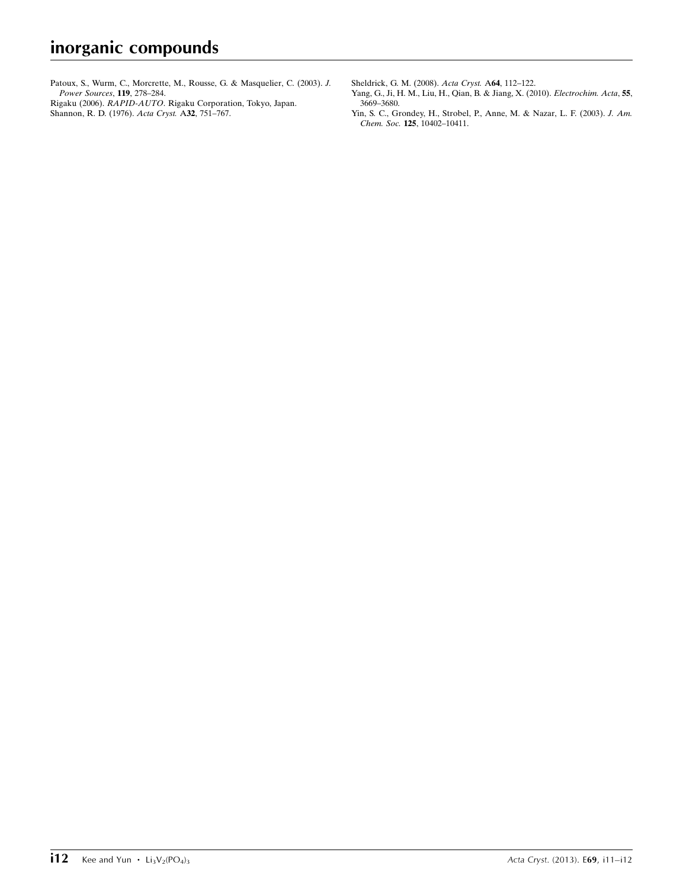Patoux, S., Wurm, C., Morcrette, M., Rousse, G. & Masquelier, C. (2003). *J. Power Sources*, **119**, 278–284.

Rigaku (2006). *RAPID-AUTO*. Rigaku Corporation, Tokyo, Japan.

Shannon, R. D. (1976). *Acta Cryst.* A**32**, 751–767.

Sheldrick, G. M. (2008). *Acta Cryst.* A**64**, 112–122.

Yang, G., Ji, H. M., Liu, H., Qian, B. & Jiang, X. (2010). *Electrochim. Acta*, **55**, 3669–3680.

Yin, S. C., Grondey, H., Strobel, P., Anne, M. & Nazar, L. F. (2003). *J. Am. Chem. Soc.* **125**, 10402–10411.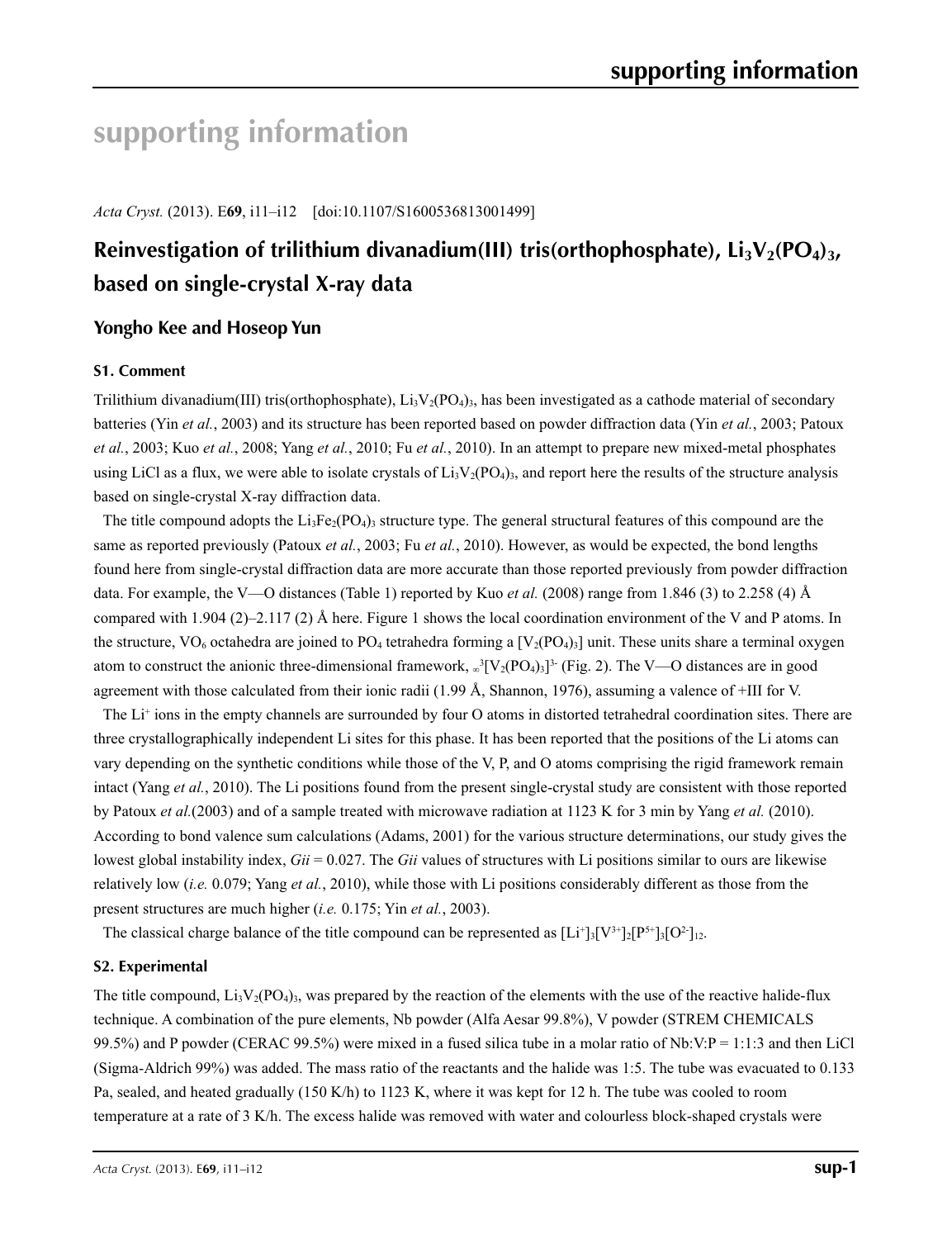# supporting information

*Acta Cryst.* (2013). E**69**, i11–i12 [doi:10.1107/S1600536813001499]

## Reinvestigation of trilithium divanadium(III) tris(orthophosphate), $Li_3V_2(PO_4)_3$, based on single-crystal X-ray data

### Yongho Kee and Hoseop Yun

#### S1. Comment

Trilithium divanadium(III) tris(orthophosphate), $Li_3V_2(PO_4)_3$, has been investigated as a cathode material of secondary batteries (Yin *et al.*, 2003) and its structure has been reported based on powder diffraction data (Yin *et al.*, 2003; Patoux *et al.*, 2003; Kuo *et al.*, 2008; Yang *et al.*, 2010; Fu *et al.*, 2010). In an attempt to prepare new mixed-metal phosphates using LiCl as a flux, we were able to isolate crystals of $Li_3V_2(PO_4)_3$, and report here the results of the structure analysis based on single-crystal X-ray diffraction data.

The title compound adopts the $Li_3Fe_2(PO_4)_3$ structure type. The general structural features of this compound are the same as reported previously (Patoux *et al.*, 2003; Fu *et al.*, 2010). However, as would be expected, the bond lengths found here from single-crystal diffraction data are more accurate than those reported previously from powder diffraction data. For example, the V—O distances (Table 1) reported by Kuo *et al.* (2008) range from 1.846 (3) to 2.258 (4) Å compared with 1.904 (2)–2.117 (2) Å here. Figure 1 shows the local coordination environment of the V and P atoms. In the structure, $VO_6$ octahedra are joined to $PO_4$ tetrahedra forming a $[V_2(PO_4)_3]$ unit. These units share a terminal oxygen atom to construct the anionic three-dimensional framework, ${}_\infty^3[V_2(PO_4)_3]^{3-}$ (Fig. 2). The V—O distances are in good agreement with those calculated from their ionic radii (1.99 Å, Shannon, 1976), assuming a valence of +III for V.

The $Li^+$ ions in the empty channels are surrounded by four O atoms in distorted tetrahedral coordination sites. There are three crystallographically independent Li sites for this phase. It has been reported that the positions of the Li atoms can vary depending on the synthetic conditions while those of the V, P, and O atoms comprising the rigid framework remain intact (Yang *et al.*, 2010). The Li positions found from the present single-crystal study are consistent with those reported by Patoux *et al.*(2003) and of a sample treated with microwave radiation at 1123 K for 3 min by Yang *et al.* (2010). According to bond valence sum calculations (Adams, 2001) for the various structure determinations, our study gives the lowest global instability index, *Gii* = 0.027. The *Gii* values of structures with Li positions similar to ours are likewise relatively low (*i.e.* 0.079; Yang *et al.*, 2010), while those with Li positions considerably different as those from the present structures are much higher (*i.e.* 0.175; Yin *et al.*, 2003).

The classical charge balance of the title compound can be represented as $[Li^+]_3[V^{3+}]_2[P^{5+}]_3[O^{2-}]_{12}$.

#### S2. Experimental

The title compound, $Li_3V_2(PO_4)_3$, was prepared by the reaction of the elements with the use of the reactive halide-flux technique. A combination of the pure elements, Nb powder (Alfa Aesar 99.8%), V powder (STREM CHEMICALS 99.5%) and P powder (CERAC 99.5%) were mixed in a fused silica tube in a molar ratio of Nb:V:P = 1:1:3 and then LiCl (Sigma-Aldrich 99%) was added. The mass ratio of the reactants and the halide was 1:5. The tube was evacuated to 0.133 Pa, sealed, and heated gradually (150 K/h) to 1123 K, where it was kept for 12 h. The tube was cooled to room temperature at a rate of 3 K/h. The excess halide was removed with water and colourless block-shaped crystals were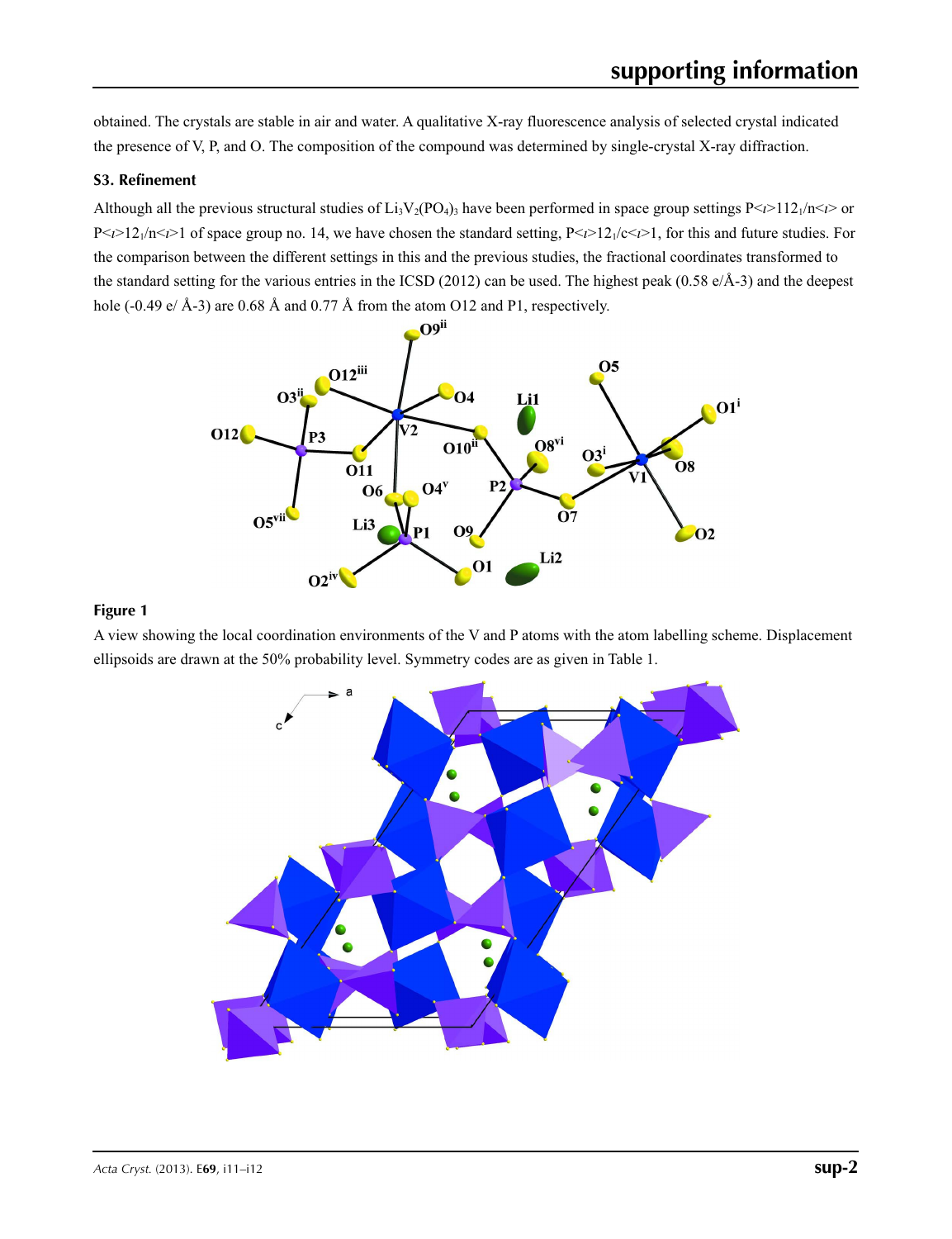obtained. The crystals are stable in air and water. A qualitative X-ray fluorescence analysis of selected crystal indicated the presence of V, P, and O. The composition of the compound was determined by single-crystal X-ray diffraction.

### S3. Refinement

Although all the previous structural studies of $Li_3V_2(PO_4)_3$ have been performed in space group settings *P*112$_1$/*n* or *P*12$_1$/*n*1 of space group no. 14, we have chosen the standard setting, *P*12$_1$/*c*1, for this and future studies. For the comparison between the different settings in this and the previous studies, the fractional coordinates transformed to the standard setting for the various entries in the ICSD (2012) can be used. The highest peak (0.58 e/Å-3) and the deepest hole (-0.49 e/ Å-3) are 0.68 Å and 0.77 Å from the atom O12 and P1, respectively.

**Figure 1**

A view showing the local coordination environments of the V and P atoms with the atom labelling scheme. Displacement ellipsoids are drawn at the 50% probability level. Symmetry codes are as given in Table 1.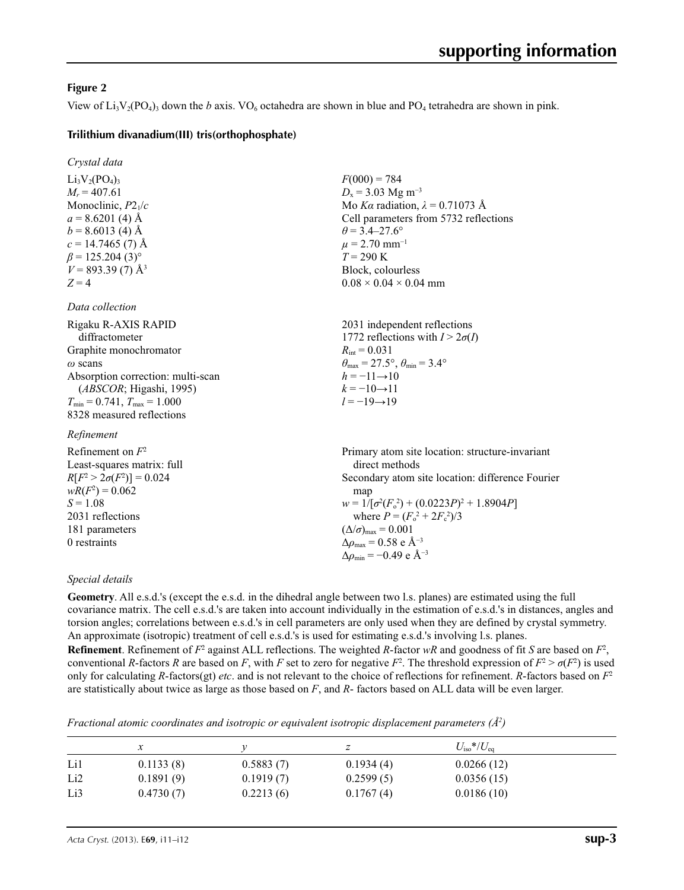### Figure 2

View of $Li_3V_2(PO_4)_3$ down the *b* axis. $VO_6$ octahedra are shown in blue and $PO_4$ tetrahedra are shown in pink.

## Trilithium divanadium(III) tris(orthophosphate)

### *Crystal data*

$Li_3V_2(PO_4)_3$
$M_r = 407.61$
Monoclinic, $P2_1/c$
$a = 8.6201$ (4) Å
$b = 8.6013$ (4) Å
$c = 14.7465$ (7) Å
$\beta = 125.204$ (3)°
$V = 893.39$ (7) Å$^3$
$Z = 4$
$F(000) = 784$
$D_x = 3.03$ Mg m$^{-3}$
Mo $K\alpha$ radiation, $\lambda = 0.71073$ Å
Cell parameters from 5732 reflections
$\theta = 3.4$–27.6°
$\mu = 2.70$ mm$^{-1}$
$T = 290$ K
Block, colourless
0.08 × 0.04 × 0.04 mm

### *Data collection*

Rigaku R-AXIS RAPID diffractometer
Graphite monochromator
$\omega$ scans
Absorption correction: multi-scan (*ABSCOR*; Higashi, 1995)
$T_{min} = 0.741$, $T_{max} = 1.000$
8328 measured reflections
2031 independent reflections
1772 reflections with $I > 2\sigma(I)$
$R_{int} = 0.031$
$\theta_{max} = 27.5°$, $\theta_{min} = 3.4°$
$h = -11 \rightarrow 10$
$k = -10 \rightarrow 11$
$l = -19 \rightarrow 19$

### *Refinement*

Refinement on $F^2$
Least-squares matrix: full
$R[F^2 > 2\sigma(F^2)] = 0.024$
$wR(F^2) = 0.062$
$S = 1.08$
2031 reflections
181 parameters
0 restraints
Primary atom site location: structure-invariant direct methods
Secondary atom site location: difference Fourier map
$w = 1/[\sigma^2(F_o^2) + (0.0223P)^2 + 1.8904P]$
where $P = (F_o^2 + 2F_c^2)/3$
$(\Delta/\sigma)_{max} = 0.001$
$\Delta\rho_{max} = 0.58$ e Å$^{-3}$
$\Delta\rho_{min} = -0.49$ e Å$^{-3}$

### *Special details*

**Geometry**. All e.s.d.'s (except the e.s.d. in the dihedral angle between two l.s. planes) are estimated using the full covariance matrix. The cell e.s.d.'s are taken into account individually in the estimation of e.s.d.'s in distances, angles and torsion angles; correlations between e.s.d.'s in cell parameters are only used when they are defined by crystal symmetry. An approximate (isotropic) treatment of cell e.s.d.'s is used for estimating e.s.d.'s involving l.s. planes.

**Refinement**. Refinement of $F^2$ against ALL reflections. The weighted *R*-factor *wR* and goodness of fit *S* are based on $F^2$, conventional *R*-factors *R* are based on *F*, with *F* set to zero for negative $F^2$. The threshold expression of $F^2 > \sigma(F^2)$ is used only for calculating *R*-factors(gt) *etc*. and is not relevant to the choice of reflections for refinement. *R*-factors based on $F^2$ are statistically about twice as large as those based on *F*, and *R*- factors based on ALL data will be even larger.

*Fractional atomic coordinates and isotropic or equivalent isotropic displacement parameters (Å$^2$)*

| | *x* | *y* | *z* | $U_{iso}$*/$U_{eq}$ |
|---|---|---|---|---|
| Li1 | 0.1133 (8) | 0.5883 (7) | 0.1934 (4) | 0.0266 (12) |
| Li2 | 0.1891 (9) | 0.1919 (7) | 0.2599 (5) | 0.0356 (15) |
| Li3 | 0.4730 (7) | 0.2213 (6) | 0.1767 (4) | 0.0186 (10) |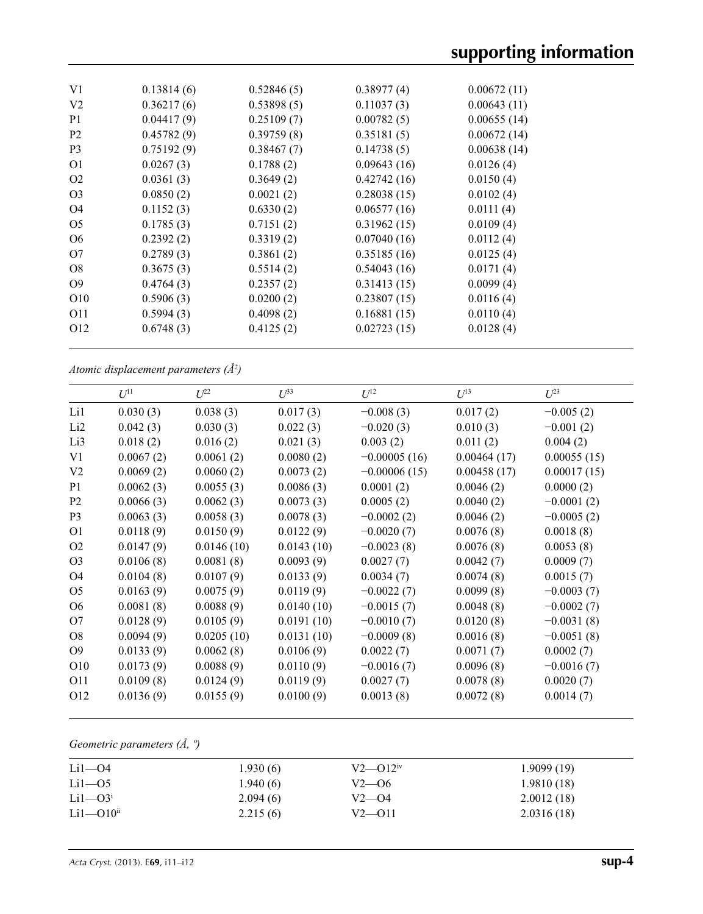| | | | | |
|---|---|---|---|---|
| V1 | 0.13814 (6) | 0.52846 (5) | 0.38977 (4) | 0.00672 (11) |
| V2 | 0.36217 (6) | 0.53898 (5) | 0.11037 (3) | 0.00643 (11) |
| P1 | 0.04417 (9) | 0.25109 (7) | 0.00782 (5) | 0.00655 (14) |
| P2 | 0.45782 (9) | 0.39759 (8) | 0.35181 (5) | 0.00672 (14) |
| P3 | 0.75192 (9) | 0.38467 (7) | 0.14738 (5) | 0.00638 (14) |
| O1 | 0.0267 (3) | 0.1788 (2) | 0.09643 (16) | 0.0126 (4) |
| O2 | 0.0361 (3) | 0.3649 (2) | 0.42742 (16) | 0.0150 (4) |
| O3 | 0.0850 (2) | 0.0021 (2) | 0.28038 (15) | 0.0102 (4) |
| O4 | 0.1152 (3) | 0.6330 (2) | 0.06577 (16) | 0.0111 (4) |
| O5 | 0.1785 (3) | 0.7151 (2) | 0.31962 (15) | 0.0109 (4) |
| O6 | 0.2392 (2) | 0.3319 (2) | 0.07040 (16) | 0.0112 (4) |
| O7 | 0.2789 (3) | 0.3861 (2) | 0.35185 (16) | 0.0125 (4) |
| O8 | 0.3675 (3) | 0.5514 (2) | 0.54043 (16) | 0.0171 (4) |
| O9 | 0.4764 (3) | 0.2357 (2) | 0.31413 (15) | 0.0099 (4) |
| O10 | 0.5906 (3) | 0.0200 (2) | 0.23807 (15) | 0.0116 (4) |
| O11 | 0.5994 (3) | 0.4098 (2) | 0.16881 (15) | 0.0110 (4) |
| O12 | 0.6748 (3) | 0.4125 (2) | 0.02723 (15) | 0.0128 (4) |

*Atomic displacement parameters (Å²)*

| | $U^{11}$ | $U^{22}$ | $U^{33}$ | $U^{12}$ | $U^{13}$ | $U^{23}$ |
|---|---|---|---|---|---|---|
| Li1 | 0.030 (3) | 0.038 (3) | 0.017 (3) | −0.008 (3) | 0.017 (2) | −0.005 (2) |
| Li2 | 0.042 (3) | 0.030 (3) | 0.022 (3) | −0.020 (3) | 0.010 (3) | −0.001 (2) |
| Li3 | 0.018 (2) | 0.016 (2) | 0.021 (3) | 0.003 (2) | 0.011 (2) | 0.004 (2) |
| V1 | 0.0067 (2) | 0.0061 (2) | 0.0080 (2) | −0.00005 (16) | 0.00464 (17) | 0.00055 (15) |
| V2 | 0.0069 (2) | 0.0060 (2) | 0.0073 (2) | −0.00006 (15) | 0.00458 (17) | 0.00017 (15) |
| P1 | 0.0062 (3) | 0.0055 (3) | 0.0086 (3) | 0.0001 (2) | 0.0046 (2) | 0.0000 (2) |
| P2 | 0.0066 (3) | 0.0062 (3) | 0.0073 (3) | 0.0005 (2) | 0.0040 (2) | −0.0001 (2) |
| P3 | 0.0063 (3) | 0.0058 (3) | 0.0078 (3) | −0.0002 (2) | 0.0046 (2) | −0.0005 (2) |
| O1 | 0.0118 (9) | 0.0150 (9) | 0.0122 (9) | −0.0020 (7) | 0.0076 (8) | 0.0018 (8) |
| O2 | 0.0147 (9) | 0.0146 (10) | 0.0143 (10) | −0.0023 (8) | 0.0076 (8) | 0.0053 (8) |
| O3 | 0.0106 (8) | 0.0081 (8) | 0.0093 (9) | 0.0027 (7) | 0.0042 (7) | 0.0009 (7) |
| O4 | 0.0104 (8) | 0.0107 (9) | 0.0133 (9) | 0.0034 (7) | 0.0074 (8) | 0.0015 (7) |
| O5 | 0.0163 (9) | 0.0075 (9) | 0.0119 (9) | −0.0022 (7) | 0.0099 (8) | −0.0003 (7) |
| O6 | 0.0081 (8) | 0.0088 (9) | 0.0140 (10) | −0.0015 (7) | 0.0048 (8) | −0.0002 (7) |
| O7 | 0.0128 (9) | 0.0105 (9) | 0.0191 (10) | −0.0010 (7) | 0.0120 (8) | −0.0031 (8) |
| O8 | 0.0094 (9) | 0.0205 (10) | 0.0131 (10) | −0.0009 (8) | 0.0016 (8) | −0.0051 (8) |
| O9 | 0.0133 (9) | 0.0062 (8) | 0.0106 (9) | 0.0022 (7) | 0.0071 (7) | 0.0002 (7) |
| O10 | 0.0173 (9) | 0.0088 (9) | 0.0110 (9) | −0.0016 (7) | 0.0096 (8) | −0.0016 (7) |
| O11 | 0.0109 (8) | 0.0124 (9) | 0.0119 (9) | 0.0027 (7) | 0.0078 (8) | 0.0020 (7) |
| O12 | 0.0136 (9) | 0.0155 (9) | 0.0100 (9) | 0.0013 (8) | 0.0072 (8) | 0.0014 (7) |

*Geometric parameters (Å, º)*

| | | | |
|---|---|---|---|
| Li1—O4 | 1.930 (6) | V2—O12$^{iv}$ | 1.9099 (19) |
| Li1—O5 | 1.940 (6) | V2—O6 | 1.9810 (18) |
| Li1—O3$^{i}$ | 2.094 (6) | V2—O4 | 2.0012 (18) |
| Li1—O10$^{ii}$ | 2.215 (6) | V2—O11 | 2.0316 (18) |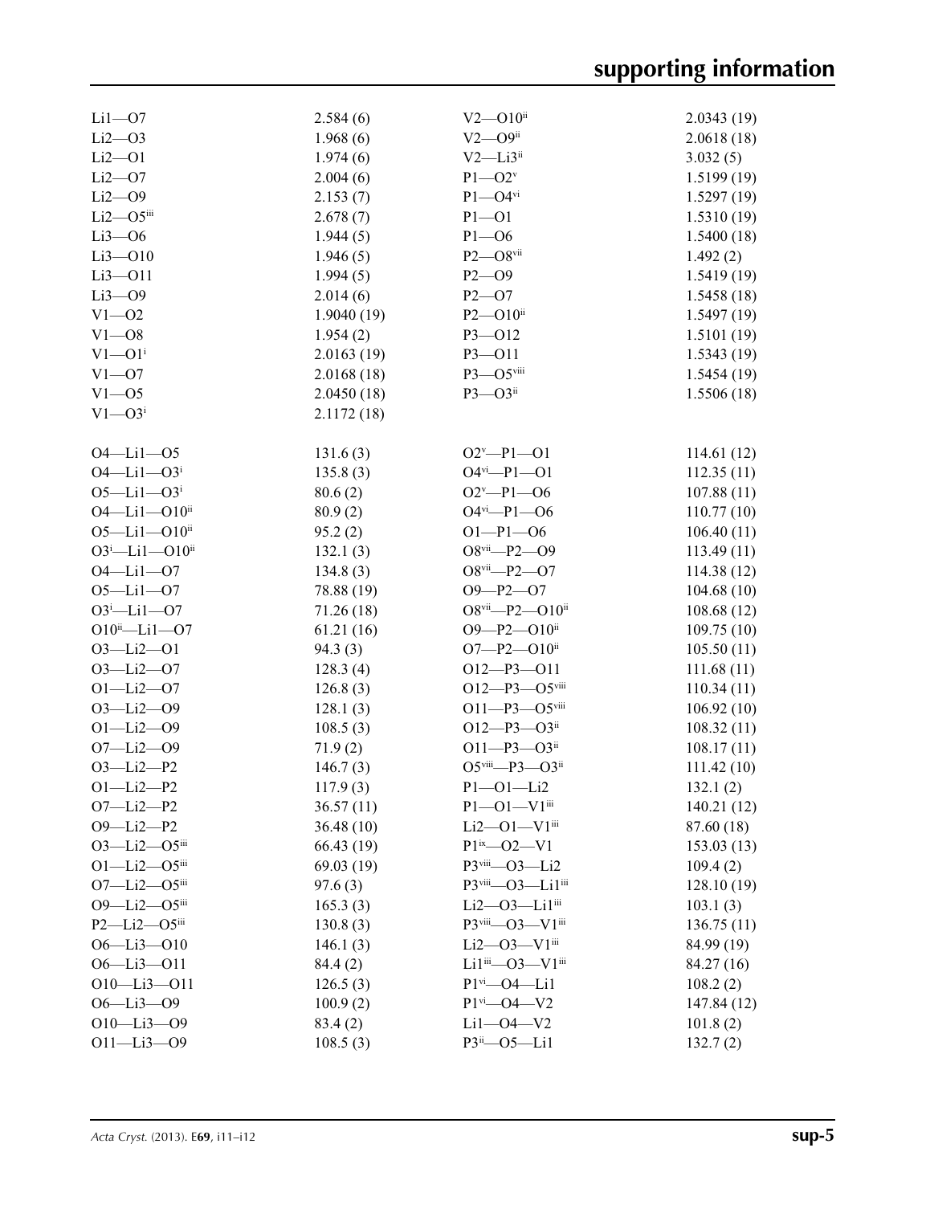| | | | |
|---|---|---|---|
| Li1—O7 | 2.584 (6) | V2—O10$^{ii}$ | 2.0343 (19) |
| Li2—O3 | 1.968 (6) | V2—O9$^{ii}$ | 2.0618 (18) |
| Li2—O1 | 1.974 (6) | V2—Li3$^{ii}$ | 3.032 (5) |
| Li2—O7 | 2.004 (6) | P1—O2$^{v}$ | 1.5199 (19) |
| Li2—O9 | 2.153 (7) | P1—O4$^{vi}$ | 1.5297 (19) |
| Li2—O5$^{iii}$ | 2.678 (7) | P1—O1 | 1.5310 (19) |
| Li3—O6 | 1.944 (5) | P1—O6 | 1.5400 (18) |
| Li3—O10 | 1.946 (5) | P2—O8$^{vii}$ | 1.492 (2) |
| Li3—O11 | 1.994 (5) | P2—O9 | 1.5419 (19) |
| Li3—O9 | 2.014 (6) | P2—O7 | 1.5458 (18) |
| V1—O2 | 1.9040 (19) | P2—O10$^{ii}$ | 1.5497 (19) |
| V1—O8 | 1.954 (2) | P3—O12 | 1.5101 (19) |
| V1—O1$^{i}$ | 2.0163 (19) | P3—O11 | 1.5343 (19) |
| V1—O7 | 2.0168 (18) | P3—O5$^{viii}$ | 1.5454 (19) |
| V1—O5 | 2.0450 (18) | P3—O3$^{ii}$ | 1.5506 (18) |
| V1—O3$^{i}$ | 2.1172 (18) | | |
| | | | |
| O4—Li1—O5 | 131.6 (3) | O2$^{v}$—P1—O1 | 114.61 (12) |
| O4—Li1—O3$^{i}$ | 135.8 (3) | O4$^{vi}$—P1—O1 | 112.35 (11) |
| O5—Li1—O3$^{i}$ | 80.6 (2) | O2$^{v}$—P1—O6 | 107.88 (11) |
| O4—Li1—O10$^{ii}$ | 80.9 (2) | O4$^{vi}$—P1—O6 | 110.77 (10) |
| O5—Li1—O10$^{ii}$ | 95.2 (2) | O1—P1—O6 | 106.40 (11) |
| O3$^{i}$—Li1—O10$^{ii}$ | 132.1 (3) | O8$^{vii}$—P2—O9 | 113.49 (11) |
| O4—Li1—O7 | 134.8 (3) | O8$^{vii}$—P2—O7 | 114.38 (12) |
| O5—Li1—O7 | 78.88 (19) | O9—P2—O7 | 104.68 (10) |
| O3$^{i}$—Li1—O7 | 71.26 (18) | O8$^{vii}$—P2—O10$^{ii}$ | 108.68 (12) |
| O10$^{ii}$—Li1—O7 | 61.21 (16) | O9—P2—O10$^{ii}$ | 109.75 (10) |
| O3—Li2—O1 | 94.3 (3) | O7—P2—O10$^{ii}$ | 105.50 (11) |
| O3—Li2—O7 | 128.3 (4) | O12—P3—O11 | 111.68 (11) |
| O1—Li2—O7 | 126.8 (3) | O12—P3—O5$^{viii}$ | 110.34 (11) |
| O3—Li2—O9 | 128.1 (3) | O11—P3—O5$^{viii}$ | 106.92 (10) |
| O1—Li2—O9 | 108.5 (3) | O12—P3—O3$^{ii}$ | 108.32 (11) |
| O7—Li2—O9 | 71.9 (2) | O11—P3—O3$^{ii}$ | 108.17 (11) |
| O3—Li2—P2 | 146.7 (3) | O5$^{viii}$—P3—O3$^{ii}$ | 111.42 (10) |
| O1—Li2—P2 | 117.9 (3) | P1—O1—Li2 | 132.1 (2) |
| O7—Li2—P2 | 36.57 (11) | P1—O1—V1$^{iii}$ | 140.21 (12) |
| O9—Li2—P2 | 36.48 (10) | Li2—O1—V1$^{iii}$ | 87.60 (18) |
| O3—Li2—O5$^{iii}$ | 66.43 (19) | P1$^{ix}$—O2—V1 | 153.03 (13) |
| O1—Li2—O5$^{iii}$ | 69.03 (19) | P3$^{viii}$—O3—Li2 | 109.4 (2) |
| O7—Li2—O5$^{iii}$ | 97.6 (3) | P3$^{viii}$—O3—Li1$^{iii}$ | 128.10 (19) |
| O9—Li2—O5$^{iii}$ | 165.3 (3) | Li2—O3—Li1$^{iii}$ | 103.1 (3) |
| P2—Li2—O5$^{iii}$ | 130.8 (3) | P3$^{viii}$—O3—V1$^{iii}$ | 136.75 (11) |
| O6—Li3—O10 | 146.1 (3) | Li2—O3—V1$^{iii}$ | 84.99 (19) |
| O6—Li3—O11 | 84.4 (2) | Li1$^{iii}$—O3—V1$^{iii}$ | 84.27 (16) |
| O10—Li3—O11 | 126.5 (3) | P1$^{vi}$—O4—Li1 | 108.2 (2) |
| O6—Li3—O9 | 100.9 (2) | P1$^{vi}$—O4—V2 | 147.84 (12) |
| O10—Li3—O9 | 83.4 (2) | Li1—O4—V2 | 101.8 (2) |
| O11—Li3—O9 | 108.5 (3) | P3$^{ii}$—O5—Li1 | 132.7 (2) |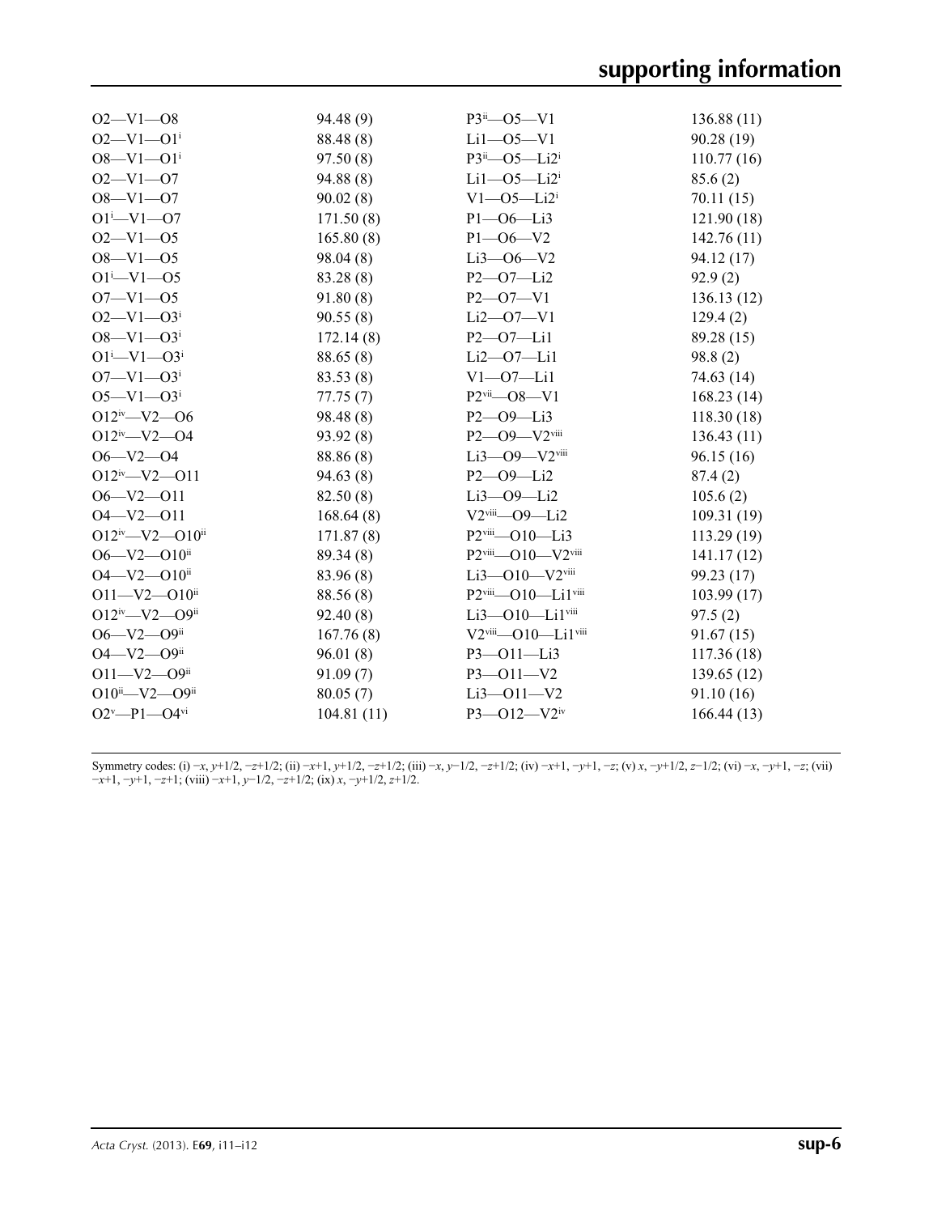| | | | |
|---|---|---|---|
| O2—V1—O8 | 94.48 (9) | P3$^{ii}$—O5—V1 | 136.88 (11) |
| O2—V1—O1$^{i}$ | 88.48 (8) | Li1—O5—V1 | 90.28 (19) |
| O8—V1—O1$^{i}$ | 97.50 (8) | P3$^{ii}$—O5—Li2$^{i}$ | 110.77 (16) |
| O2—V1—O7 | 94.88 (8) | Li1—O5—Li2$^{i}$ | 85.6 (2) |
| O8—V1—O7 | 90.02 (8) | V1—O5—Li2$^{i}$ | 70.11 (15) |
| O1$^{i}$—V1—O7 | 171.50 (8) | P1—O6—Li3 | 121.90 (18) |
| O2—V1—O5 | 165.80 (8) | P1—O6—V2 | 142.76 (11) |
| O8—V1—O5 | 98.04 (8) | Li3—O6—V2 | 94.12 (17) |
| O1$^{i}$—V1—O5 | 83.28 (8) | P2—O7—Li2 | 92.9 (2) |
| O7—V1—O5 | 91.80 (8) | P2—O7—V1 | 136.13 (12) |
| O2—V1—O3$^{i}$ | 90.55 (8) | Li2—O7—V1 | 129.4 (2) |
| O8—V1—O3$^{i}$ | 172.14 (8) | P2—O7—Li1 | 89.28 (15) |
| O1$^{i}$—V1—O3$^{i}$ | 88.65 (8) | Li2—O7—Li1 | 98.8 (2) |
| O7—V1—O3$^{i}$ | 83.53 (8) | V1—O7—Li1 | 74.63 (14) |
| O5—V1—O3$^{i}$ | 77.75 (7) | P2$^{vii}$—O8—V1 | 168.23 (14) |
| O12$^{iv}$—V2—O6 | 98.48 (8) | P2—O9—Li3 | 118.30 (18) |
| O12$^{iv}$—V2—O4 | 93.92 (8) | P2—O9—V2$^{viii}$ | 136.43 (11) |
| O6—V2—O4 | 88.86 (8) | Li3—O9—V2$^{viii}$ | 96.15 (16) |
| O12$^{iv}$—V2—O11 | 94.63 (8) | P2—O9—Li2 | 87.4 (2) |
| O6—V2—O11 | 82.50 (8) | Li3—O9—Li2 | 105.6 (2) |
| O4—V2—O11 | 168.64 (8) | V2$^{viii}$—O9—Li2 | 109.31 (19) |
| O12$^{iv}$—V2—O10$^{ii}$ | 171.87 (8) | P2$^{viii}$—O10—Li3 | 113.29 (19) |
| O6—V2—O10$^{ii}$ | 89.34 (8) | P2$^{viii}$—O10—V2$^{viii}$ | 141.17 (12) |
| O4—V2—O10$^{ii}$ | 83.96 (8) | Li3—O10—V2$^{viii}$ | 99.23 (17) |
| O11—V2—O10$^{ii}$ | 88.56 (8) | P2$^{viii}$—O10—Li1$^{viii}$ | 103.99 (17) |
| O12$^{iv}$—V2—O9$^{ii}$ | 92.40 (8) | Li3—O10—Li1$^{viii}$ | 97.5 (2) |
| O6—V2—O9$^{ii}$ | 167.76 (8) | V2$^{viii}$—O10—Li1$^{viii}$ | 91.67 (15) |
| O4—V2—O9$^{ii}$ | 96.01 (8) | P3—O11—Li3 | 117.36 (18) |
| O11—V2—O9$^{ii}$ | 91.09 (7) | P3—O11—V2 | 139.65 (12) |
| O10$^{ii}$—V2—O9$^{ii}$ | 80.05 (7) | Li3—O11—V2 | 91.10 (16) |
| O2$^{v}$—P1—O4$^{vi}$ | 104.81 (11) | P3—O12—V2$^{iv}$ | 166.44 (13) |

Symmetry codes: (i) −x, y+1/2, −z+1/2; (ii) −x+1, y+1/2, −z+1/2; (iii) −x, y−1/2, −z+1/2; (iv) −x+1, −y+1, −z; (v) x, −y+1/2, z−1/2; (vi) −x, −y+1, −z; (vii) −x+1, −y+1, −z+1; (viii) −x+1, y−1/2, −z+1/2; (ix) x, −y+1/2, z+1/2.